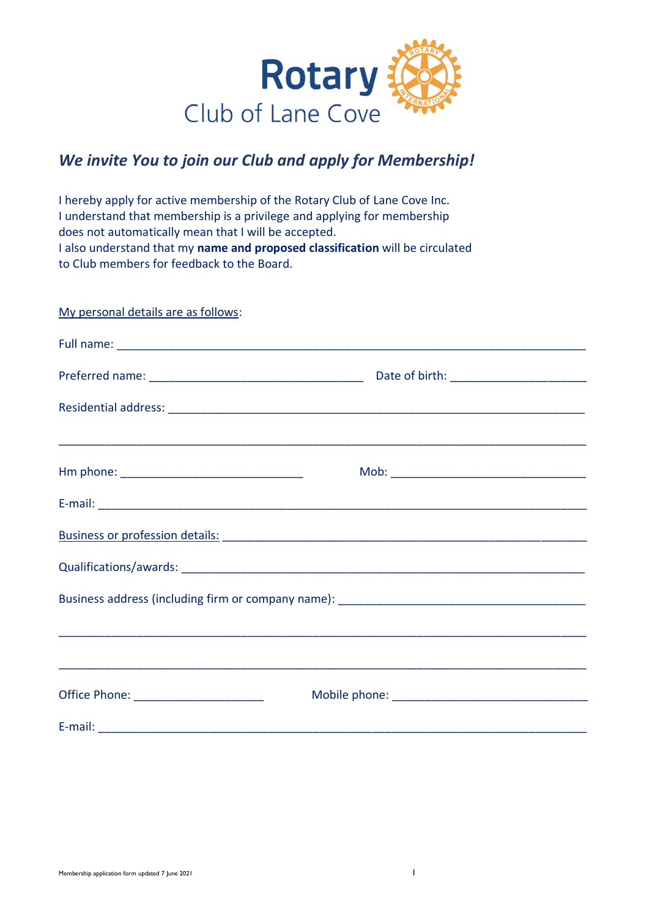# Rotary

## Club of Lane Cove

***We invite You to join our Club and apply for Membership!***

I hereby apply for active membership of the Rotary Club of Lane Cove Inc.
I understand that membership is a privilege and applying for membership does not automatically mean that I will be accepted.
I also understand that my **name and proposed classification** will be circulated to Club members for feedback to the Board.

My personal details are as follows:

Full name: ___________________________________________________________________________

Preferred name: ________________________________ Date of birth: ____________________

Residential address: _____________________________________________________________

___________________________________________________________________________________

Hm phone: ___________________________ Mob: _____________________________

E-mail: ___________________________________________________________________________

Business or profession details: ____________________________________________________

Qualifications/awards: _____________________________________________________________

Business address (including firm or company name): _____________________________________

___________________________________________________________________________________

___________________________________________________________________________________

Office Phone: ___________________ Mobile phone: _____________________________

E-mail: ___________________________________________________________________________

Membership application form updated 7 June 2021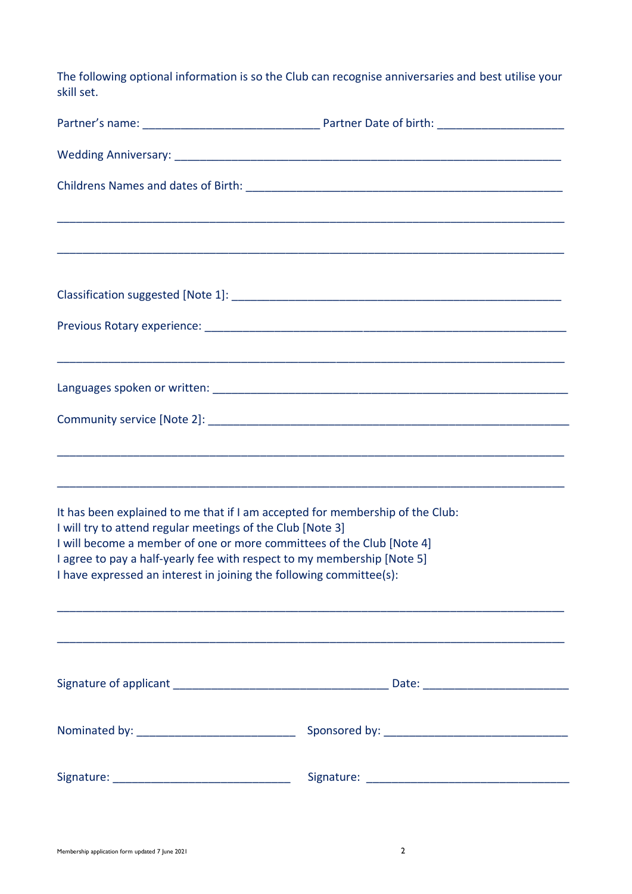The following optional information is so the Club can recognise anniversaries and best utilise your skill set.

Partner's name: ___________________________ Partner Date of birth: ____________________

Wedding Anniversary: ______________________________________________________________

Childrens Names and dates of Birth: ________________________________________________

_____________________________________________________________________________

_____________________________________________________________________________

Classification suggested [Note 1]: __________________________________________________

Previous Rotary experience: ________________________________________________________

_____________________________________________________________________________

Languages spoken or written: _______________________________________________________

Community service [Note 2]: ________________________________________________________

_____________________________________________________________________________

_____________________________________________________________________________

It has been explained to me that if I am accepted for membership of the Club:
I will try to attend regular meetings of the Club [Note 3]
I will become a member of one or more committees of the Club [Note 4]
I agree to pay a half-yearly fee with respect to my membership [Note 5]
I have expressed an interest in joining the following committee(s):

_____________________________________________________________________________

_____________________________________________________________________________

Signature of applicant _________________________________ Date: ______________________

Nominated by: _________________________ Sponsored by: _____________________________

Signature: ____________________________ Signature: _______________________________

Membership application form updated 7 June 2021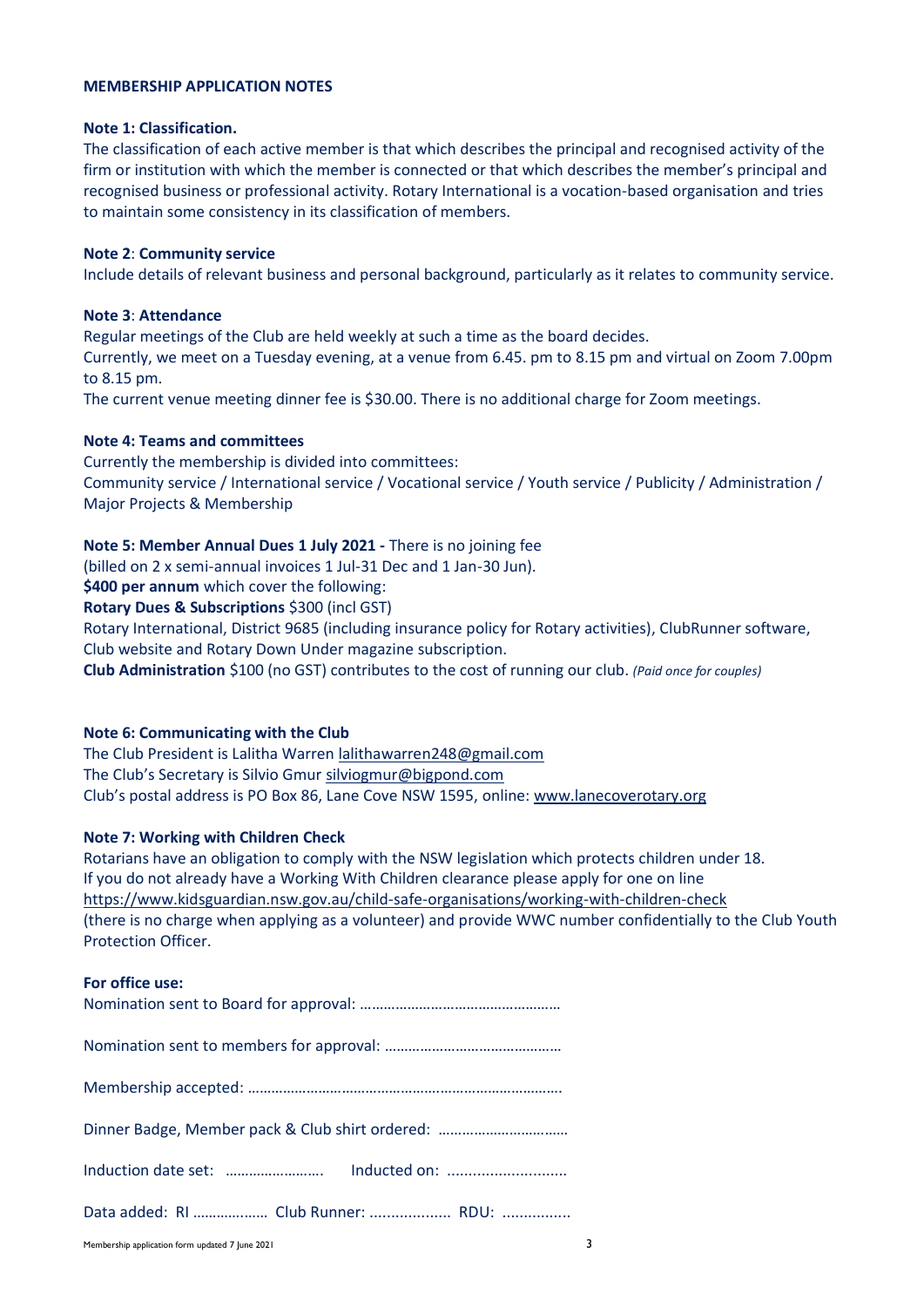## MEMBERSHIP APPLICATION NOTES

**Note 1: Classification.**
The classification of each active member is that which describes the principal and recognised activity of the firm or institution with which the member is connected or that which describes the member's principal and recognised business or professional activity. Rotary International is a vocation-based organisation and tries to maintain some consistency in its classification of members.

**Note 2**: **Community service**
Include details of relevant business and personal background, particularly as it relates to community service.

**Note 3**: **Attendance**
Regular meetings of the Club are held weekly at such a time as the board decides.
Currently, we meet on a Tuesday evening, at a venue from 6.45. pm to 8.15 pm and virtual on Zoom 7.00pm to 8.15 pm.
The current venue meeting dinner fee is $30.00. There is no additional charge for Zoom meetings.

**Note 4: Teams and committees**
Currently the membership is divided into committees:
Community service / International service / Vocational service / Youth service / Publicity / Administration / Major Projects & Membership

**Note 5: Member Annual Dues 1 July 2021 -** There is no joining fee
(billed on 2 x semi-annual invoices 1 Jul-31 Dec and 1 Jan-30 Jun).
**$400 per annum** which cover the following:
**Rotary Dues & Subscriptions** $300 (incl GST)
Rotary International, District 9685 (including insurance policy for Rotary activities), ClubRunner software, Club website and Rotary Down Under magazine subscription.
**Club Administration** $100 (no GST) contributes to the cost of running our club. *(Paid once for couples)*

**Note 6: Communicating with the Club**
The Club President is Lalitha Warren lalithawarren248@gmail.com
The Club's Secretary is Silvio Gmur silviogmur@bigpond.com
Club's postal address is PO Box 86, Lane Cove NSW 1595, online: www.lanecoverotary.org

**Note 7: Working with Children Check**
Rotarians have an obligation to comply with the NSW legislation which protects children under 18.
If you do not already have a Working With Children clearance please apply for one on line https://www.kidsguardian.nsw.gov.au/child-safe-organisations/working-with-children-check (there is no charge when applying as a volunteer) and provide WWC number confidentially to the Club Youth Protection Officer.

**For office use:**

Nomination sent to Board for approval: ……………………………………………

Nomination sent to members for approval: ………………………………………

Membership accepted: ……………………………………………………………………….

Dinner Badge, Member pack & Club shirt ordered: ……………………………

Induction date set: ……………………. Inducted on: ............................

Data added: RI ………………. Club Runner: ................... RDU: ................

Membership application form updated 7 June 2021